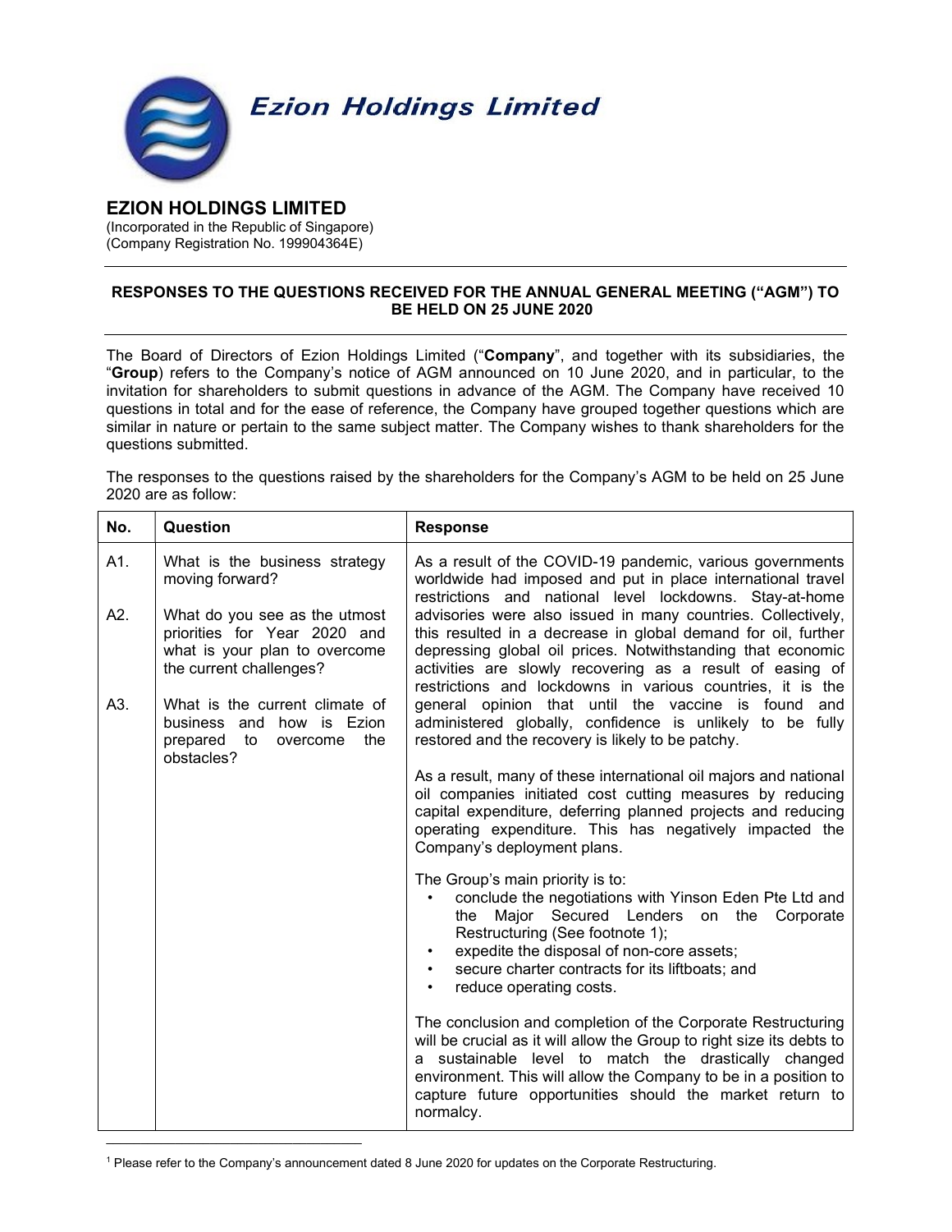Ezion Holdings Limited

# EZION HOLDINGS LIMITED

(Incorporated in the Republic of Singapore)
(Company Registration No. 199904364E)

## RESPONSES TO THE QUESTIONS RECEIVED FOR THE ANNUAL GENERAL MEETING ("AGM") TO BE HELD ON 25 JUNE 2020

The Board of Directors of Ezion Holdings Limited ("**Company**", and together with its subsidiaries, the "**Group**) refers to the Company's notice of AGM announced on 10 June 2020, and in particular, to the invitation for shareholders to submit questions in advance of the AGM. The Company have received 10 questions in total and for the ease of reference, the Company have grouped together questions which are similar in nature or pertain to the same subject matter. The Company wishes to thank shareholders for the questions submitted.

The responses to the questions raised by the shareholders for the Company's AGM to be held on 25 June 2020 are as follow:

| No. | Question | Response |
|---|---|---|
| A1.<br><br>A2.<br><br>A3. | What is the business strategy moving forward?<br><br>What do you see as the utmost priorities for Year 2020 and what is your plan to overcome the current challenges?<br><br>What is the current climate of business and how is Ezion prepared to overcome the obstacles? | As a result of the COVID-19 pandemic, various governments worldwide had imposed and put in place international travel restrictions and national level lockdowns. Stay-at-home advisories were also issued in many countries. Collectively, this resulted in a decrease in global demand for oil, further depressing global oil prices. Notwithstanding that economic activities are slowly recovering as a result of easing of restrictions and lockdowns in various countries, it is the general opinion that until the vaccine is found and administered globally, confidence is unlikely to be fully restored and the recovery is likely to be patchy.<br><br>As a result, many of these international oil majors and national oil companies initiated cost cutting measures by reducing capital expenditure, deferring planned projects and reducing operating expenditure. This has negatively impacted the Company's deployment plans.<br><br>The Group's main priority is to:<br>• conclude the negotiations with Yinson Eden Pte Ltd and the Major Secured Lenders on the Corporate Restructuring (See footnote 1);<br>• expedite the disposal of non-core assets;<br>• secure charter contracts for its liftboats; and<br>• reduce operating costs.<br><br>The conclusion and completion of the Corporate Restructuring will be crucial as it will allow the Group to right size its debts to a sustainable level to match the drastically changed environment. This will allow the Company to be in a position to capture future opportunities should the market return to normalcy. |

[1] Please refer to the Company's announcement dated 8 June 2020 for updates on the Corporate Restructuring.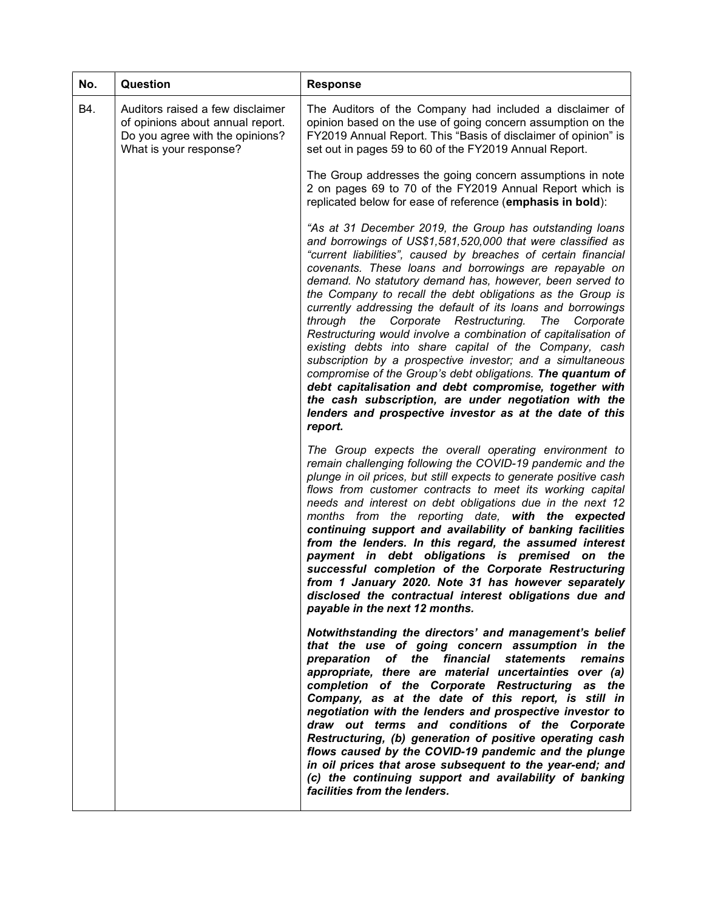| No. | Question | Response |
|---|---|---|
| B4. | Auditors raised a few disclaimer of opinions about annual report. Do you agree with the opinions? What is your response? | The Auditors of the Company had included a disclaimer of opinion based on the use of going concern assumption on the FY2019 Annual Report. This "Basis of disclaimer of opinion" is set out in pages 59 to 60 of the FY2019 Annual Report.<br><br>The Group addresses the going concern assumptions in note 2 on pages 69 to 70 of the FY2019 Annual Report which is replicated below for ease of reference (**emphasis in bold**):<br><br>*"As at 31 December 2019, the Group has outstanding loans and borrowings of US$1,581,520,000 that were classified as "current liabilities", caused by breaches of certain financial covenants. These loans and borrowings are repayable on demand. No statutory demand has, however, been served to the Company to recall the debt obligations as the Group is currently addressing the default of its loans and borrowings through the Corporate Restructuring. The Corporate Restructuring would involve a combination of capitalisation of existing debts into share capital of the Company, cash subscription by a prospective investor; and a simultaneous compromise of the Group's debt obligations.* ***The quantum of debt capitalisation and debt compromise, together with the cash subscription, are under negotiation with the lenders and prospective investor as at the date of this report.***<br><br>*The Group expects the overall operating environment to remain challenging following the COVID-19 pandemic and the plunge in oil prices, but still expects to generate positive cash flows from customer contracts to meet its working capital needs and interest on debt obligations due in the next 12 months from the reporting date,* ***with the expected continuing support and availability of banking facilities from the lenders. In this regard, the assumed interest payment in debt obligations is premised on the successful completion of the Corporate Restructuring from 1 January 2020. Note 31 has however separately disclosed the contractual interest obligations due and payable in the next 12 months.***<br><br>***Notwithstanding the directors' and management's belief that the use of going concern assumption in the preparation of the financial statements remains appropriate, there are material uncertainties over (a) completion of the Corporate Restructuring as the Company, as at the date of this report, is still in negotiation with the lenders and prospective investor to draw out terms and conditions of the Corporate Restructuring, (b) generation of positive operating cash flows caused by the COVID-19 pandemic and the plunge in oil prices that arose subsequent to the year-end; and (c) the continuing support and availability of banking facilities from the lenders.*** |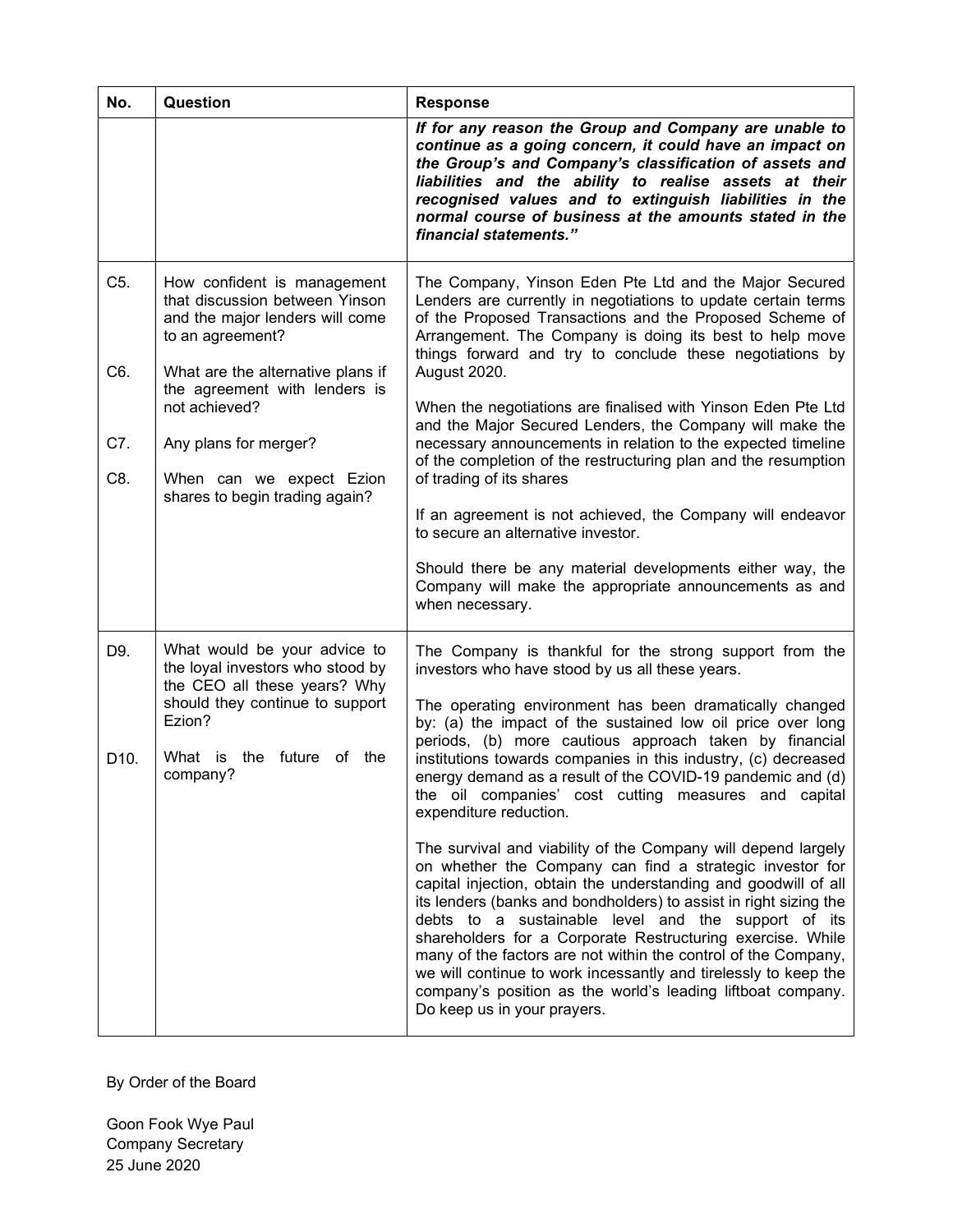| No. | Question | Response |
|---|---|---|
| | | ***If for any reason the Group and Company are unable to continue as a going concern, it could have an impact on the Group's and Company's classification of assets and liabilities and the ability to realise assets at their recognised values and to extinguish liabilities in the normal course of business at the amounts stated in the financial statements."*** |
| C5.<br><br>C6.<br><br>C7.<br><br>C8. | How confident is management that discussion between Yinson and the major lenders will come to an agreement?<br><br>What are the alternative plans if the agreement with lenders is not achieved?<br><br>Any plans for merger?<br><br>When can we expect Ezion shares to begin trading again? | The Company, Yinson Eden Pte Ltd and the Major Secured Lenders are currently in negotiations to update certain terms of the Proposed Transactions and the Proposed Scheme of Arrangement. The Company is doing its best to help move things forward and try to conclude these negotiations by August 2020.<br><br>When the negotiations are finalised with Yinson Eden Pte Ltd and the Major Secured Lenders, the Company will make the necessary announcements in relation to the expected timeline of the completion of the restructuring plan and the resumption of trading of its shares<br><br>If an agreement is not achieved, the Company will endeavor to secure an alternative investor.<br><br>Should there be any material developments either way, the Company will make the appropriate announcements as and when necessary. |
| D9.<br><br>D10. | What would be your advice to the loyal investors who stood by the CEO all these years? Why should they continue to support Ezion?<br><br>What is the future of the company? | The Company is thankful for the strong support from the investors who have stood by us all these years.<br><br>The operating environment has been dramatically changed by: (a) the impact of the sustained low oil price over long periods, (b) more cautious approach taken by financial institutions towards companies in this industry, (c) decreased energy demand as a result of the COVID-19 pandemic and (d) the oil companies' cost cutting measures and capital expenditure reduction.<br><br>The survival and viability of the Company will depend largely on whether the Company can find a strategic investor for capital injection, obtain the understanding and goodwill of all its lenders (banks and bondholders) to assist in right sizing the debts to a sustainable level and the support of its shareholders for a Corporate Restructuring exercise. While many of the factors are not within the control of the Company, we will continue to work incessantly and tirelessly to keep the company's position as the world's leading liftboat company. Do keep us in your prayers. |

By Order of the Board

Goon Fook Wye Paul
Company Secretary
25 June 2020